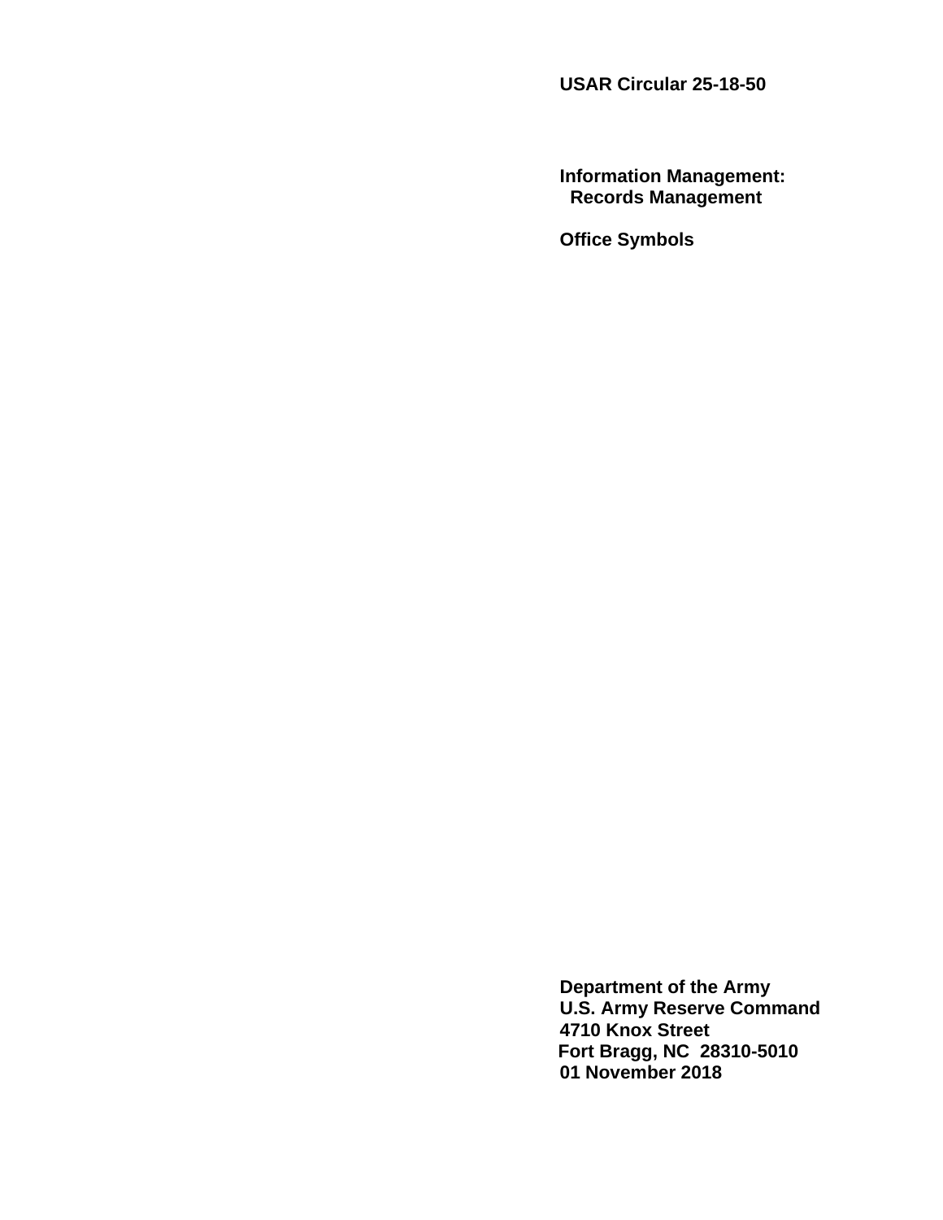**USAR Circular 25-18-50**

**Information Management:**
**Records Management**

**Office Symbols**

**Department of the Army**
**U.S. Army Reserve Command**
**4710 Knox Street**
**Fort Bragg, NC 28310-5010**
**01 November 2018**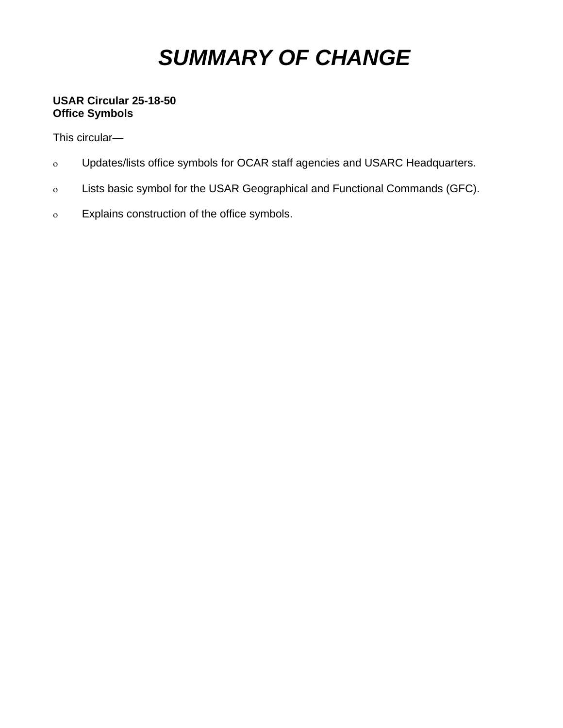# *SUMMARY OF CHANGE*

**USAR Circular 25-18-50**
**Office Symbols**

This circular—

- Updates/lists office symbols for OCAR staff agencies and USARC Headquarters.
- Lists basic symbol for the USAR Geographical and Functional Commands (GFC).
- Explains construction of the office symbols.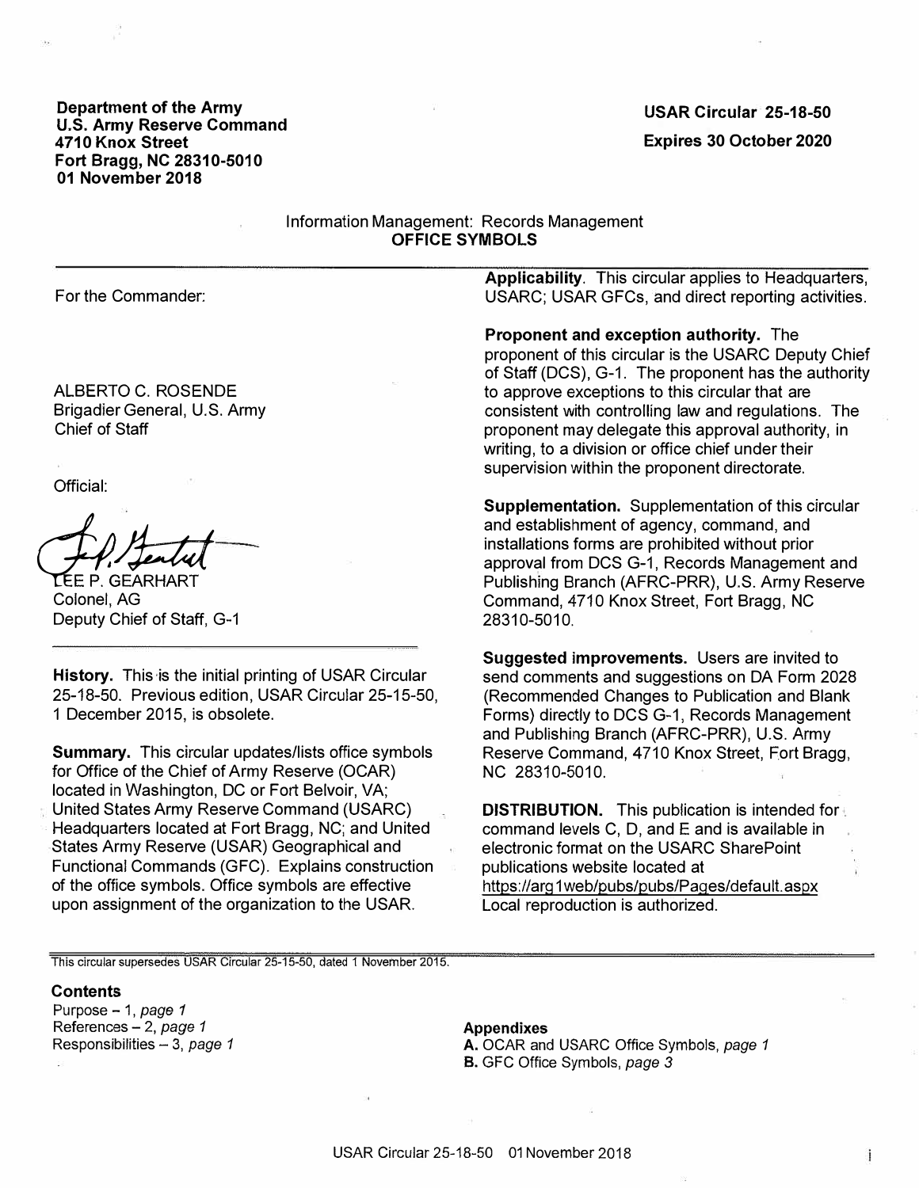**Department of the Army**
**U.S. Army Reserve Command**
**4710 Knox Street**
**Fort Bragg, NC 28310-5010**
**01 November 2018**

**USAR Circular 25-18-50**

**Expires 30 October 2020**

Information Management: Records Management

**OFFICE SYMBOLS**

For the Commander:

ALBERTO C. ROSENDE
Brigadier General, U.S. Army
Chief of Staff

Official:

LEE P. GEARHART
Colonel, AG
Deputy Chief of Staff, G-1

**History.** This is the initial printing of USAR Circular 25-18-50. Previous edition, USAR Circular 25-15-50, 1 December 2015, is obsolete.

**Summary.** This circular updates/lists office symbols for Office of the Chief of Army Reserve (OCAR) located in Washington, DC or Fort Belvoir, VA; United States Army Reserve Command (USARC) Headquarters located at Fort Bragg, NC; and United States Army Reserve (USAR) Geographical and Functional Commands (GFC). Explains construction of the office symbols. Office symbols are effective upon assignment of the organization to the USAR.

**Applicability**. This circular applies to Headquarters, USARC; USAR GFCs, and direct reporting activities.

**Proponent and exception authority.** The proponent of this circular is the USARC Deputy Chief of Staff (DCS), G-1. The proponent has the authority to approve exceptions to this circular that are consistent with controlling law and regulations. The proponent may delegate this approval authority, in writing, to a division or office chief under their supervision within the proponent directorate.

**Supplementation.** Supplementation of this circular and establishment of agency, command, and installations forms are prohibited without prior approval from DCS G-1, Records Management and Publishing Branch (AFRC-PRR), U.S. Army Reserve Command, 4710 Knox Street, Fort Bragg, NC 28310-5010.

**Suggested improvements.** Users are invited to send comments and suggestions on DA Form 2028 (Recommended Changes to Publication and Blank Forms) directly to DCS G-1, Records Management and Publishing Branch (AFRC-PRR), U.S. Army Reserve Command, 4710 Knox Street, Fort Bragg, NC 28310-5010.

**DISTRIBUTION.** This publication is intended for command levels C, D, and E and is available in electronic format on the USARC SharePoint publications website located at https://arg1web/pubs/pubs/Pages/default.aspx Local reproduction is authorized.

This circular supersedes USAR Circular 25-15-50, dated 1 November 2015.

**Contents**

Purpose – 1, *page 1*
References – 2, *page 1*
Responsibilities – 3, *page 1*

**Appendixes**

**A.** OCAR and USARC Office Symbols, *page 1*
**B.** GFC Office Symbols, *page 3*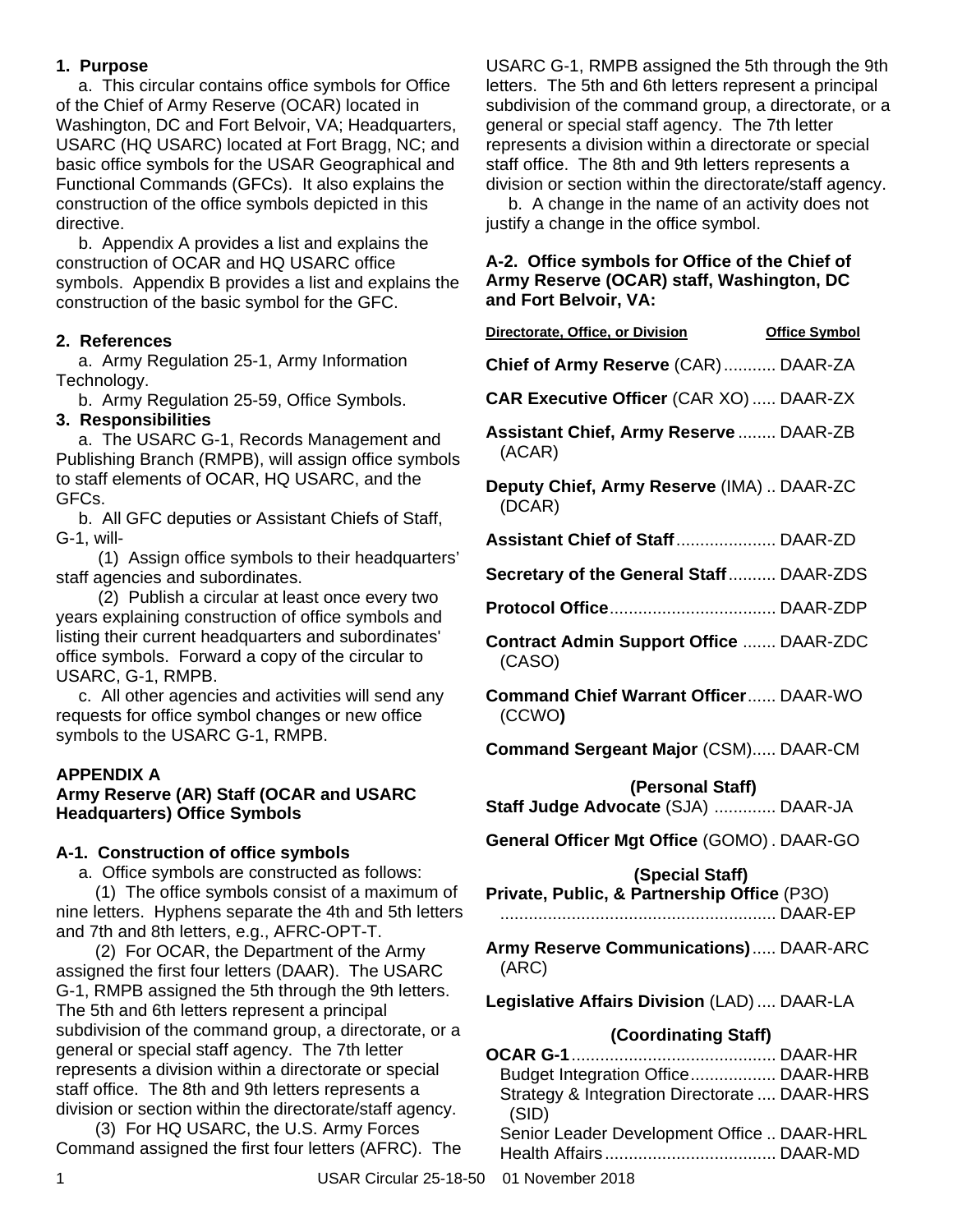## 1. Purpose

a. This circular contains office symbols for Office of the Chief of Army Reserve (OCAR) located in Washington, DC and Fort Belvoir, VA; Headquarters, USARC (HQ USARC) located at Fort Bragg, NC; and basic office symbols for the USAR Geographical and Functional Commands (GFCs). It also explains the construction of the office symbols depicted in this directive.

b. Appendix A provides a list and explains the construction of OCAR and HQ USARC office symbols. Appendix B provides a list and explains the construction of the basic symbol for the GFC.

## 2. References

a. Army Regulation 25-1, Army Information Technology.

b. Army Regulation 25-59, Office Symbols.

## 3. Responsibilities

a. The USARC G-1, Records Management and Publishing Branch (RMPB), will assign office symbols to staff elements of OCAR, HQ USARC, and the GFCs.

b. All GFC deputies or Assistant Chiefs of Staff, G-1, will-

(1) Assign office symbols to their headquarters' staff agencies and subordinates.

(2) Publish a circular at least once every two years explaining construction of office symbols and listing their current headquarters and subordinates' office symbols. Forward a copy of the circular to USARC, G-1, RMPB.

c. All other agencies and activities will send any requests for office symbol changes or new office symbols to the USARC G-1, RMPB.

## APPENDIX A
## Army Reserve (AR) Staff (OCAR and USARC Headquarters) Office Symbols

### A-1. Construction of office symbols

a. Office symbols are constructed as follows:

(1) The office symbols consist of a maximum of nine letters. Hyphens separate the 4th and 5th letters and 7th and 8th letters, e.g., AFRC-OPT-T.

(2) For OCAR, the Department of the Army assigned the first four letters (DAAR). The USARC G-1, RMPB assigned the 5th through the 9th letters. The 5th and 6th letters represent a principal subdivision of the command group, a directorate, or a general or special staff agency. The 7th letter represents a division within a directorate or special staff office. The 8th and 9th letters represents a division or section within the directorate/staff agency.

(3) For HQ USARC, the U.S. Army Forces Command assigned the first four letters (AFRC). The USARC G-1, RMPB assigned the 5th through the 9th letters. The 5th and 6th letters represent a principal subdivision of the command group, a directorate, or a general or special staff agency. The 7th letter represents a division within a directorate or special staff office. The 8th and 9th letters represents a division or section within the directorate/staff agency.

b. A change in the name of an activity does not justify a change in the office symbol.

### A-2. Office symbols for Office of the Chief of Army Reserve (OCAR) staff, Washington, DC and Fort Belvoir, VA:

| Directorate, Office, or Division | Office Symbol |
|---|---|
| **Chief of Army Reserve** (CAR) | DAAR-ZA |
| **CAR Executive Officer** (CAR XO) | DAAR-ZX |
| **Assistant Chief, Army Reserve** (ACAR) | DAAR-ZB |
| **Deputy Chief, Army Reserve** (IMA) (DCAR) | DAAR-ZC |
| **Assistant Chief of Staff** | DAAR-ZD |
| **Secretary of the General Staff** | DAAR-ZDS |
| **Protocol Office** | DAAR-ZDP |
| **Contract Admin Support Office** (CASO) | DAAR-ZDC |
| **Command Chief Warrant Officer** (CCWO**)** | DAAR-WO |
| **Command Sergeant Major** (CSM) | DAAR-CM |
| **(Personal Staff)** | |
| **Staff Judge Advocate** (SJA) | DAAR-JA |
| **General Officer Mgt Office** (GOMO) | DAAR-GO |
| **(Special Staff)** | |
| **Private, Public, & Partnership Office** (P3O) | DAAR-EP |
| **Army Reserve Communications)** (ARC) | DAAR-ARC |
| **Legislative Affairs Division** (LAD) | DAAR-LA |
| **(Coordinating Staff)** | |
| **OCAR G-1** | DAAR-HR |
| Budget Integration Office | DAAR-HRB |
| Strategy & Integration Directorate (SID) | DAAR-HRS |
| Senior Leader Development Office | DAAR-HRL |
| Health Affairs | DAAR-MD |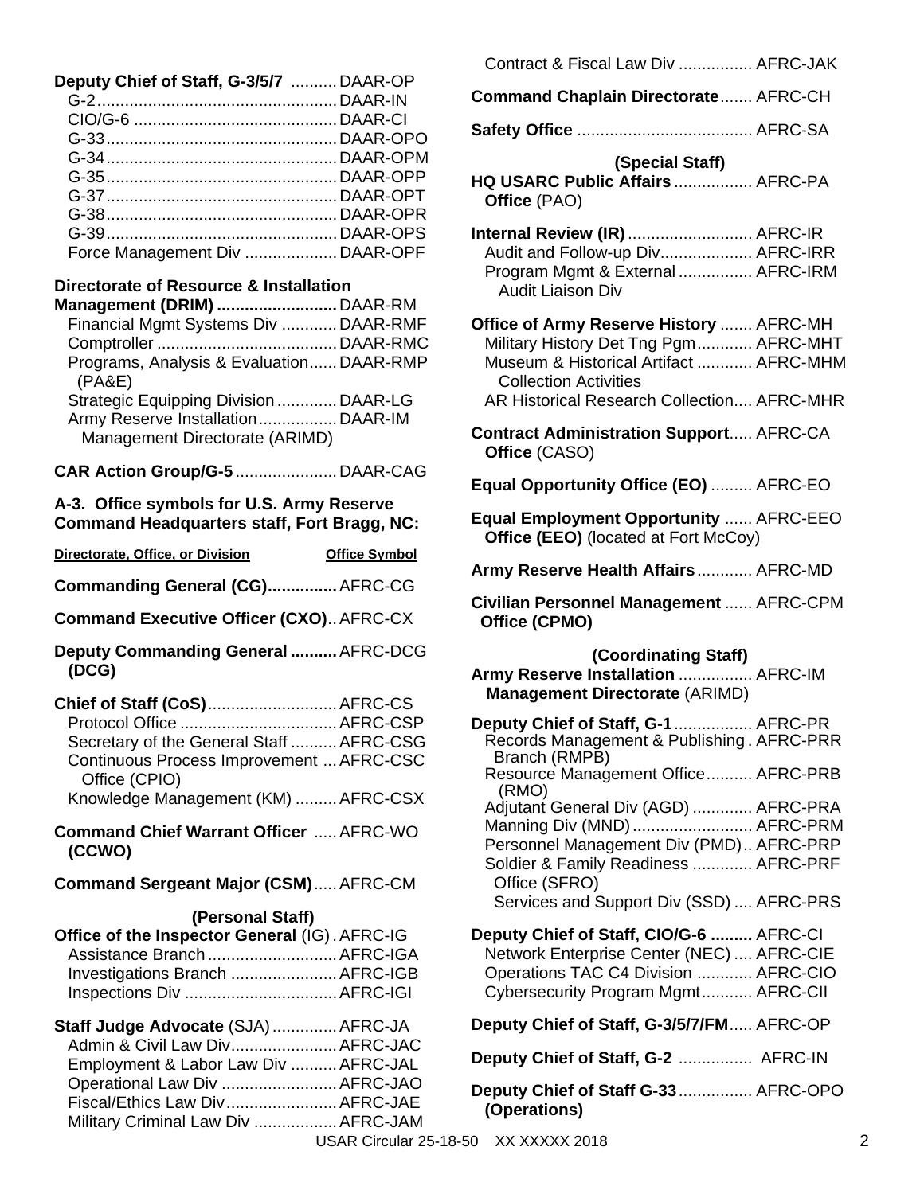**Deputy Chief of Staff, G-3/5/7** .......... DAAR-OP
- G-2 .......... DAAR-IN
- CIO/G-6 .......... DAAR-CI
- G-33 .......... DAAR-OPO
- G-34 .......... DAAR-OPM
- G-35 .......... DAAR-OPP
- G-37 .......... DAAR-OPT
- G-38 .......... DAAR-OPR
- G-39 .......... DAAR-OPS
- Force Management Div .......... DAAR-OPF

**Directorate of Resource & Installation Management (DRIM)** .......... DAAR-RM
- Financial Mgmt Systems Div .......... DAAR-RMF
- Comptroller .......... DAAR-RMC
- Programs, Analysis & Evaluation (PA&E) .......... DAAR-RMP
- Strategic Equipping Division .......... DAAR-LG
- Army Reserve Installation Management Directorate (ARIMD) .......... DAAR-IM

**CAR Action Group/G-5** .......... DAAR-CAG

**A-3. Office symbols for U.S. Army Reserve Command Headquarters staff, Fort Bragg, NC:**

| Directorate, Office, or Division | Office Symbol |
|---|---|
| **Commanding General (CG)** | AFRC-CG |
| **Command Executive Officer (CXO)** | AFRC-CX |
| **Deputy Commanding General (DCG)** | AFRC-DCG |
| **Chief of Staff (CoS)** | AFRC-CS |
| Protocol Office | AFRC-CSP |
| Secretary of the General Staff | AFRC-CSG |
| Continuous Process Improvement Office (CPIO) | AFRC-CSC |
| Knowledge Management (KM) | AFRC-CSX |
| **Command Chief Warrant Officer (CCWO)** | AFRC-WO |
| **Command Sergeant Major (CSM)** | AFRC-CM |
| **(Personal Staff)** | |
| **Office of the Inspector General** (IG) | AFRC-IG |
| Assistance Branch | AFRC-IGA |
| Investigations Branch | AFRC-IGB |
| Inspections Div | AFRC-IGI |
| **Staff Judge Advocate** (SJA) | AFRC-JA |
| Admin & Civil Law Div | AFRC-JAC |
| Employment & Labor Law Div | AFRC-JAL |
| Operational Law Div | AFRC-JAO |
| Fiscal/Ethics Law Div | AFRC-JAE |
| Military Criminal Law Div | AFRC-JAM |
| Contract & Fiscal Law Div | AFRC-JAK |
| **Command Chaplain Directorate** | AFRC-CH |
| **Safety Office** | AFRC-SA |
| **(Special Staff)** | |
| **HQ USARC Public Affairs Office** (PAO) | AFRC-PA |
| **Internal Review (IR)** | AFRC-IR |
| Audit and Follow-up Div | AFRC-IRR |
| Program Mgmt & External Audit Liaison Div | AFRC-IRM |
| **Office of Army Reserve History** | AFRC-MH |
| Military History Det Tng Pgm | AFRC-MHT |
| Museum & Historical Artifact Collection Activities | AFRC-MHM |
| AR Historical Research Collection | AFRC-MHR |
| **Contract Administration Support Office** (CASO) | AFRC-CA |
| **Equal Opportunity Office (EO)** | AFRC-EO |
| **Equal Employment Opportunity Office (EEO)** (located at Fort McCoy) | AFRC-EEO |
| **Army Reserve Health Affairs** | AFRC-MD |
| **Civilian Personnel Management Office (CPMO)** | AFRC-CPM |
| **(Coordinating Staff)** | |
| **Army Reserve Installation Management Directorate** (ARIMD) | AFRC-IM |
| **Deputy Chief of Staff, G-1** | AFRC-PR |
| Records Management & Publishing Branch (RMPB) | AFRC-PRR |
| Resource Management Office (RMO) | AFRC-PRB |
| Adjutant General Div (AGD) | AFRC-PRA |
| Manning Div (MND) | AFRC-PRM |
| Personnel Management Div (PMD) | AFRC-PRP |
| Soldier & Family Readiness Office (SFRO) | AFRC-PRF |
| Services and Support Div (SSD) | AFRC-PRS |
| **Deputy Chief of Staff, CIO/G-6** | AFRC-CI |
| Network Enterprise Center (NEC) | AFRC-CIE |
| Operations TAC C4 Division | AFRC-CIO |
| Cybersecurity Program Mgmt | AFRC-CII |
| **Deputy Chief of Staff, G-3/5/7/FM** | AFRC-OP |
| **Deputy Chief of Staff, G-2** | AFRC-IN |
| **Deputy Chief of Staff G-33 (Operations)** | AFRC-OPO |

USAR Circular 25-18-50 XX XXXXX 2018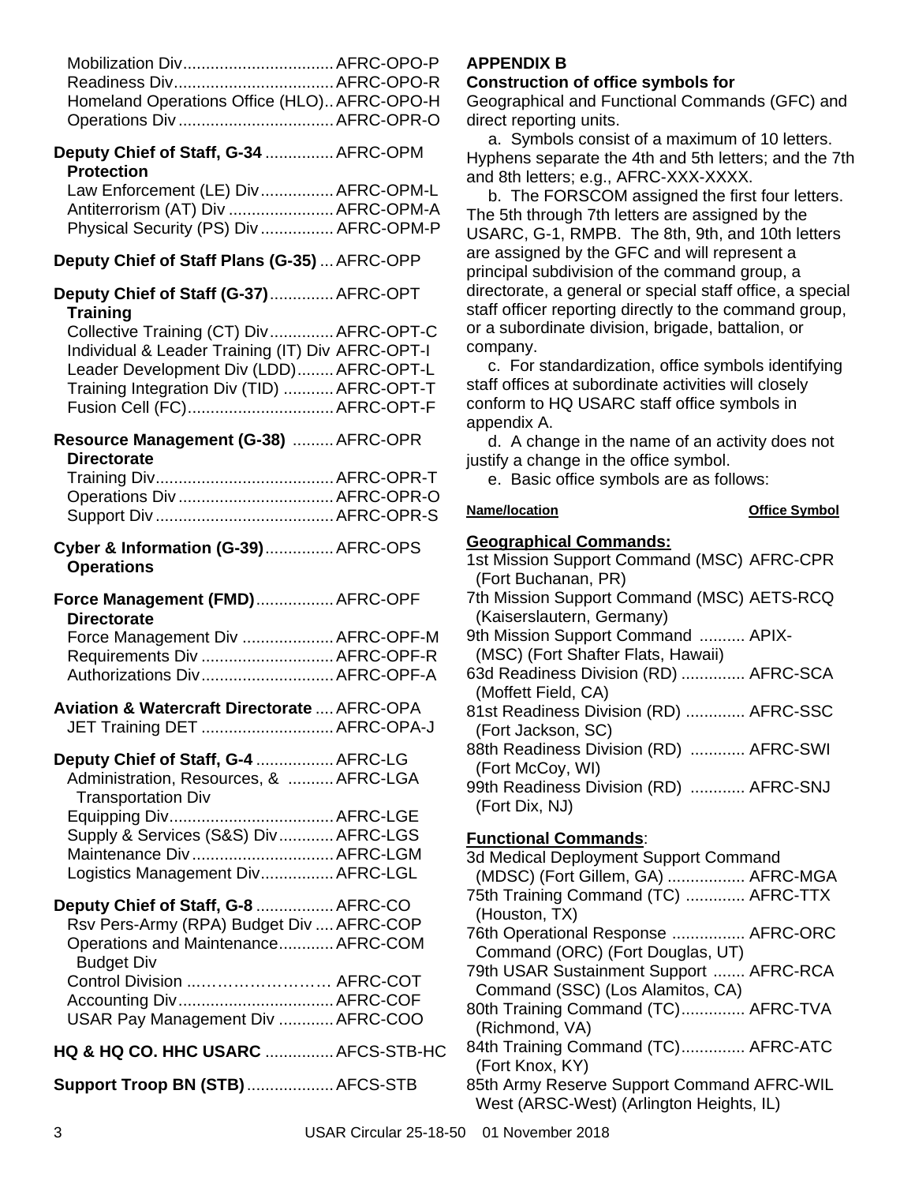Mobilization Div................................. AFRC-OPO-P
Readiness Div................................... AFRC-OPO-R
Homeland Operations Office (HLO).. AFRC-OPO-H
Operations Div .................................. AFRC-OPR-O

**Deputy Chief of Staff, G-34 Protection** ............... AFRC-OPM
Law Enforcement (LE) Div ................ AFRC-OPM-L
Antiterrorism (AT) Div ....................... AFRC-OPM-A
Physical Security (PS) Div ................ AFRC-OPM-P

**Deputy Chief of Staff Plans (G-35)** ... AFRC-OPP

**Deputy Chief of Staff (G-37) Training** .............. AFRC-OPT
Collective Training (CT) Div.............. AFRC-OPT-C
Individual & Leader Training (IT) Div AFRC-OPT-I
Leader Development Div (LDD)........ AFRC-OPT-L
Training Integration Div (TID) ........... AFRC-OPT-T
Fusion Cell (FC)................................ AFRC-OPT-F

**Resource Management (G-38) Directorate** ......... AFRC-OPR
Training Div....................................... AFRC-OPR-T
Operations Div .................................. AFRC-OPR-O
Support Div ....................................... AFRC-OPR-S

**Cyber & Information (G-39) Operations** ............... AFRC-OPS

**Force Management (FMD) Directorate** ................. AFRC-OPF
Force Management Div .................... AFRC-OPF-M
Requirements Div ............................. AFRC-OPF-R
Authorizations Div............................. AFRC-OPF-A

**Aviation & Watercraft Directorate** .... AFRC-OPA
JET Training DET ............................. AFRC-OPA-J

**Deputy Chief of Staff, G-4** ................. AFRC-LG
Administration, Resources, & Transportation Div .......... AFRC-LGA
Equipping Div.................................... AFRC-LGE
Supply & Services (S&S) Div............ AFRC-LGS
Maintenance Div ............................... AFRC-LGM
Logistics Management Div................ AFRC-LGL

**Deputy Chief of Staff, G-8** ................. AFRC-CO
Rsv Pers-Army (RPA) Budget Div .... AFRC-COP
Operations and Maintenance Budget Div............ AFRC-COM
Control Division ......................... AFRC-COT
Accounting Div.................................. AFRC-COF
USAR Pay Management Div ............ AFRC-COO

**HQ & HQ CO. HHC USARC** ............... AFCS-STB-HC

**Support Troop BN (STB)** ................... AFCS-STB

**APPENDIX B**
**Construction of office symbols for**
Geographical and Functional Commands (GFC) and direct reporting units.

a. Symbols consist of a maximum of 10 letters. Hyphens separate the 4th and 5th letters; and the 7th and 8th letters; e.g., AFRC-XXX-XXXX.

b. The FORSCOM assigned the first four letters. The 5th through 7th letters are assigned by the USARC, G-1, RMPB. The 8th, 9th, and 10th letters are assigned by the GFC and will represent a principal subdivision of the command group, a directorate, a general or special staff office, a special staff officer reporting directly to the command group, or a subordinate division, brigade, battalion, or company.

c. For standardization, office symbols identifying staff offices at subordinate activities will closely conform to HQ USARC staff office symbols in appendix A.

d. A change in the name of an activity does not justify a change in the office symbol.

e. Basic office symbols are as follows:

**Name/location** — **Office Symbol**

**Geographical Commands:**
1st Mission Support Command (MSC) (Fort Buchanan, PR) AFRC-CPR
7th Mission Support Command (MSC) (Kaiserslautern, Germany) AETS-RCQ
9th Mission Support Command (MSC) (Fort Shafter Flats, Hawaii) .......... APIX-
63d Readiness Division (RD) (Moffett Field, CA) .............. AFRC-SCA
81st Readiness Division (RD) (Fort Jackson, SC) ............. AFRC-SSC
88th Readiness Division (RD) (Fort McCoy, WI) ............ AFRC-SWI
99th Readiness Division (RD) (Fort Dix, NJ) ............ AFRC-SNJ

**Functional Commands**:
3d Medical Deployment Support Command (MDSC) (Fort Gillem, GA) ................. AFRC-MGA
75th Training Command (TC) (Houston, TX) ............. AFRC-TTX
76th Operational Response Command (ORC) (Fort Douglas, UT) ................ AFRC-ORC
79th USAR Sustainment Support Command (SSC) (Los Alamitos, CA) ....... AFRC-RCA
80th Training Command (TC) (Richmond, VA) .............. AFRC-TVA
84th Training Command (TC) (Fort Knox, KY) .............. AFRC-ATC
85th Army Reserve Support Command West (ARSC-West) (Arlington Heights, IL) AFRC-WIL

USAR Circular 25-18-50 01 November 2018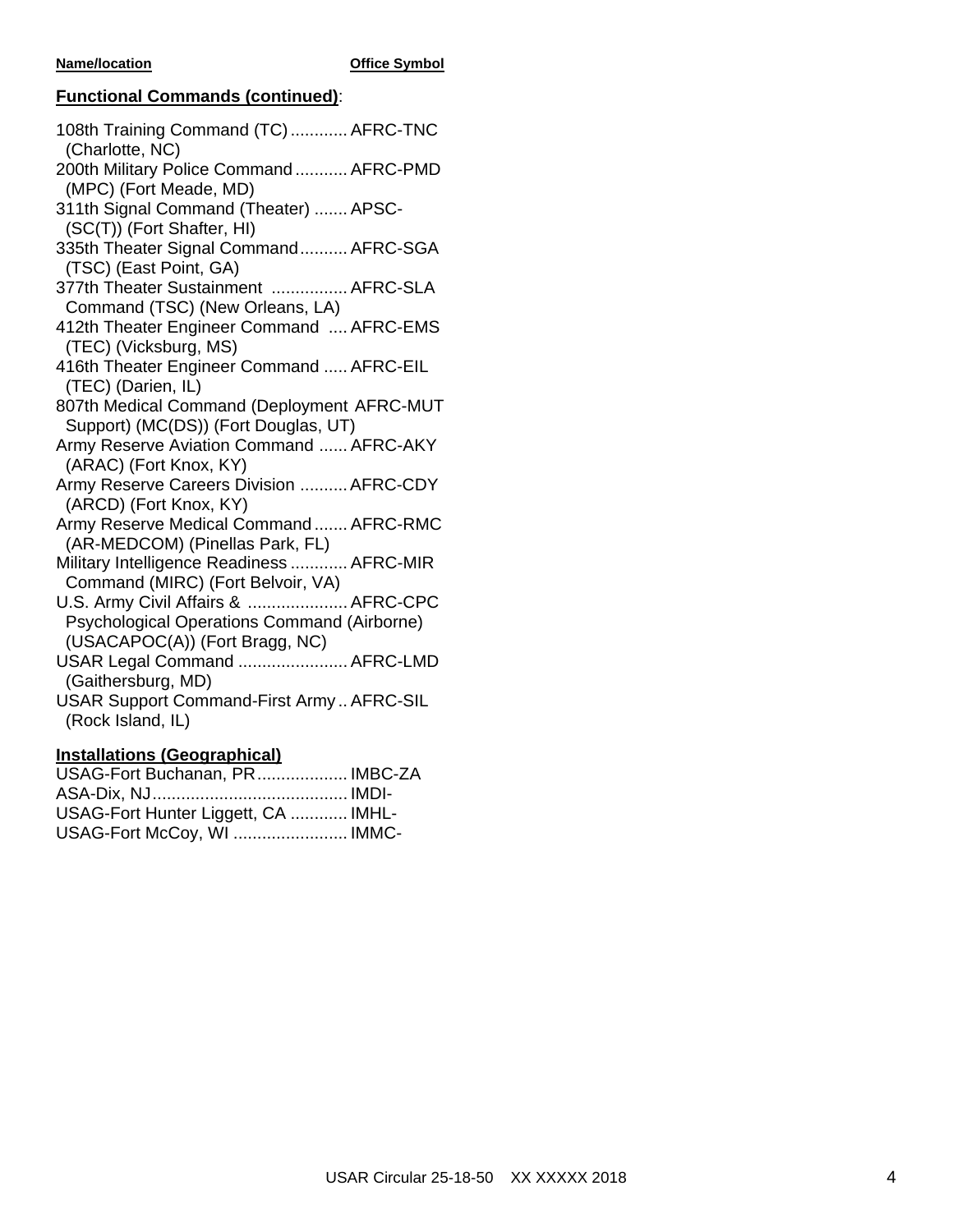| Name/location | Office Symbol |
|---|---|

**Functional Commands (continued)**:

| | |
|---|---|
| 108th Training Command (TC) (Charlotte, NC) | AFRC-TNC |
| 200th Military Police Command (MPC) (Fort Meade, MD) | AFRC-PMD |
| 311th Signal Command (Theater) (SC(T)) (Fort Shafter, HI) | APSC- |
| 335th Theater Signal Command (TSC) (East Point, GA) | AFRC-SGA |
| 377th Theater Sustainment Command (TSC) (New Orleans, LA) | AFRC-SLA |
| 412th Theater Engineer Command (TEC) (Vicksburg, MS) | AFRC-EMS |
| 416th Theater Engineer Command (TEC) (Darien, IL) | AFRC-EIL |
| 807th Medical Command (Deployment Support) (MC(DS)) (Fort Douglas, UT) | AFRC-MUT |
| Army Reserve Aviation Command (ARAC) (Fort Knox, KY) | AFRC-AKY |
| Army Reserve Careers Division (ARCD) (Fort Knox, KY) | AFRC-CDY |
| Army Reserve Medical Command (AR-MEDCOM) (Pinellas Park, FL) | AFRC-RMC |
| Military Intelligence Readiness Command (MIRC) (Fort Belvoir, VA) | AFRC-MIR |
| U.S. Army Civil Affairs & Psychological Operations Command (Airborne) (USACAPOC(A)) (Fort Bragg, NC) | AFRC-CPC |
| USAR Legal Command (Gaithersburg, MD) | AFRC-LMD |
| USAR Support Command-First Army (Rock Island, IL) | AFRC-SIL |

**Installations (Geographical)**

| | |
|---|---|
| USAG-Fort Buchanan, PR | IMBC-ZA |
| ASA-Dix, NJ | IMDI- |
| USAG-Fort Hunter Liggett, CA | IMHL- |
| USAG-Fort McCoy, WI | IMMC- |